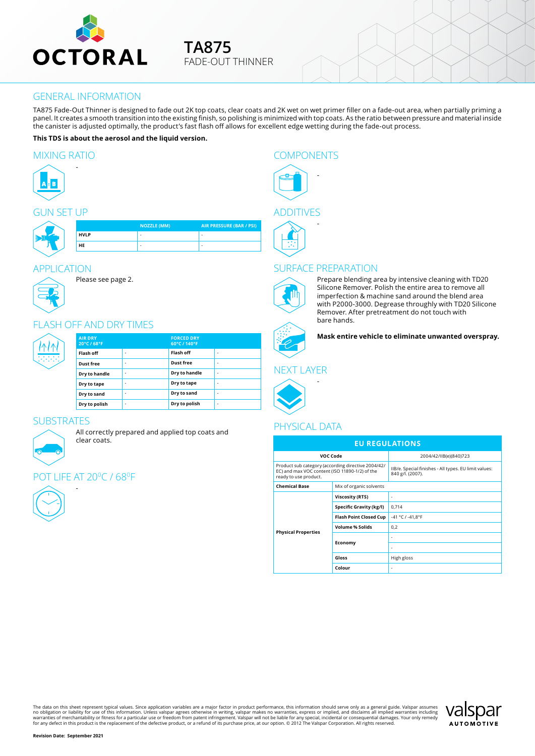# TA875

FADE-OUT THINNER

## GENERAL INFORMATION

TA875 Fade-Out Thinner is designed to fade out 2K top coats, clear coats and 2K wet on wet primer filler on a fade-out area, when partially priming a panel. It creates a smooth transition into the existing finish, so polishing is minimized with top coats. As the ratio between pressure and material inside the canister is adjusted optimally, the product's fast flash off allows for excellent edge wetting during the fade-out process.

**This TDS is about the aerosol and the liquid version.**

## MIXING RATIO

-

## GUN SET UP

| | NOZZLE (MM) | AIR PRESSURE (BAR / PSI) |
|---|---|---|
| HVLP | - | - |
| HE | - | - |

## APPLICATION

Please see page 2.

## FLASH OFF AND DRY TIMES

| AIR DRY 20°C / 68°F | | FORCED DRY 60°C / 140°F | |
|---|---|---|---|
| Flash off | - | Flash off | - |
| Dust free | - | Dust free | - |
| Dry to handle | - | Dry to handle | - |
| Dry to tape | - | Dry to tape | - |
| Dry to sand | - | Dry to sand | - |
| Dry to polish | - | Dry to polish | - |

## SUBSTRATES

All correctly prepared and applied top coats and clear coats.

## POT LIFE AT 20°C / 68°F

-

## COMPONENTS

-

## ADDITIVES

-

## SURFACE PREPARATION

Prepare blending area by intensive cleaning with TD20 Silicone Remover. Polish the entire area to remove all imperfection & machine sand around the blend area with P2000-3000. Degrease throughly with TD20 Silicone Remover. After pretreatment do not touch with bare hands.

**Mask entire vehicle to eliminate unwanted overspray.**

## NEXT LAYER

-

## PHYSICAL DATA

| EU REGULATIONS | | |
|---|---|---|
| VOC Code | | 2004/42/IIB(e)(840)723 |
| Product sub category (according directive 2004/42/EC) and max VOC content (ISO 11890-1/2) of the ready to use product. | | IIB/e. Special finishes - All types. EU limit values: 840 g/l. (2007). |
| Chemical Base | Mix of organic solvents | |
| Physical Properties | Viscosity (RTS) | - |
| | Specific Gravity (kg/l) | 0,714 |
| | Flash Point Closed Cup | -41 °C / -41,8°F |
| | Volume % Solids | 0,2 |
| | Economy | - |
| | | - |
| | Gloss | High gloss |
| | Colour | - |

The data on this sheet represent typical values. Since application variables are a major factor in product performance, this information should serve only as a general guide. Valspar assumes no obligation or liability for use of this information. Unless valspar agrees otherwise in writing, valspar makes no warranties, express or implied, and disclaims all implied warranties including warranties of merchantability or fitness for a particular use or freedom from patent infringement. Valspar will not be liable for any special, incidental or consequential damages. Your only remedy for any defect in this product is the replacement of the defective product, or a refund of its purchase price, at our option. © 2012 The Valspar Corporation. All rights reserved.

**Revision Date: September 2021**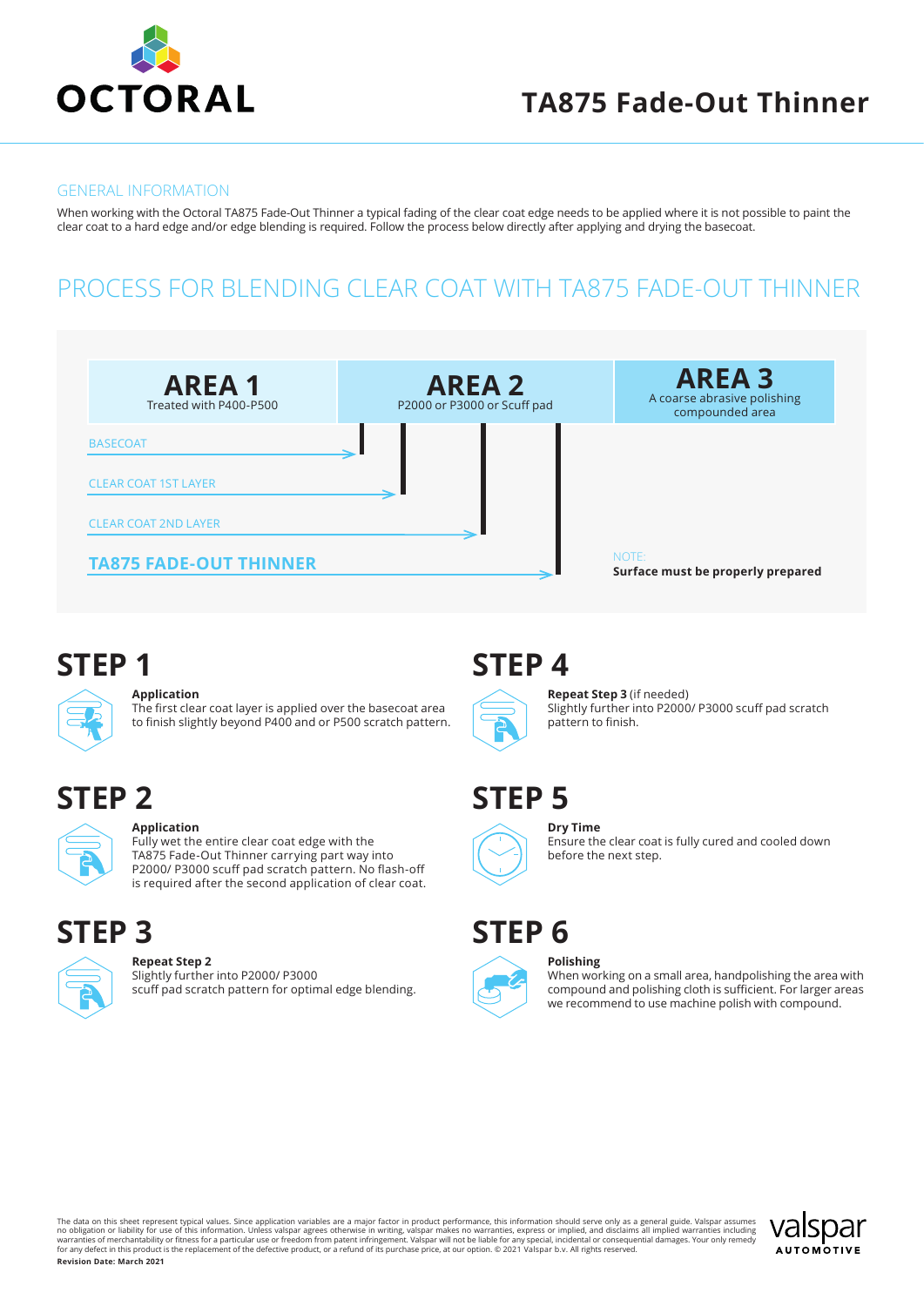# TA875 Fade-Out Thinner

## GENERAL INFORMATION

When working with the Octoral TA875 Fade-Out Thinner a typical fading of the clear coat edge needs to be applied where it is not possible to paint the clear coat to a hard edge and/or edge blending is required. Follow the process below directly after applying and drying the basecoat.

## PROCESS FOR BLENDING CLEAR COAT WITH TA875 FADE-OUT THINNER

| AREA 1 | AREA 2 | AREA 3 |
| --- | --- | --- |
| Treated with P400-P500 | P2000 or P3000 or Scuff pad | A coarse abrasive polishing compounded area |

- BASECOAT
- CLEAR COAT 1ST LAYER
- CLEAR COAT 2ND LAYER
- **TA875 FADE-OUT THINNER**

NOTE:
**Surface must be properly prepared**

## STEP 1

**Application**
The first clear coat layer is applied over the basecoat area to finish slightly beyond P400 and or P500 scratch pattern.

## STEP 2

**Application**
Fully wet the entire clear coat edge with the TA875 Fade-Out Thinner carrying part way into P2000/ P3000 scuff pad scratch pattern. No flash-off is required after the second application of clear coat.

## STEP 3

**Repeat Step 2**
Slightly further into P2000/ P3000 scuff pad scratch pattern for optimal edge blending.

## STEP 4

**Repeat Step 3** (if needed)
Slightly further into P2000/ P3000 scuff pad scratch pattern to finish.

## STEP 5

**Dry Time**
Ensure the clear coat is fully cured and cooled down before the next step.

## STEP 6

**Polishing**
When working on a small area, handpolishing the area with compound and polishing cloth is sufficient. For larger areas we recommend to use machine polish with compound.

The data on this sheet represent typical values. Since application variables are a major factor in product performance, this information should serve only as a general guide. Valspar assumes no obligation or liability for use of this information. Unless valspar agrees otherwise in writing, valspar makes no warranties, express or implied, and disclaims all implied warranties including warranties of merchantability or fitness for a particular use or freedom from patent infringement. Valspar will not be liable for any special, incidental or consequential damages. Your only remedy for any defect in this product is the replacement of the defective product, or a refund of its purchase price, at our option. © 2021 Valspar b.v. All rights reserved.
**Revision Date: March 2021**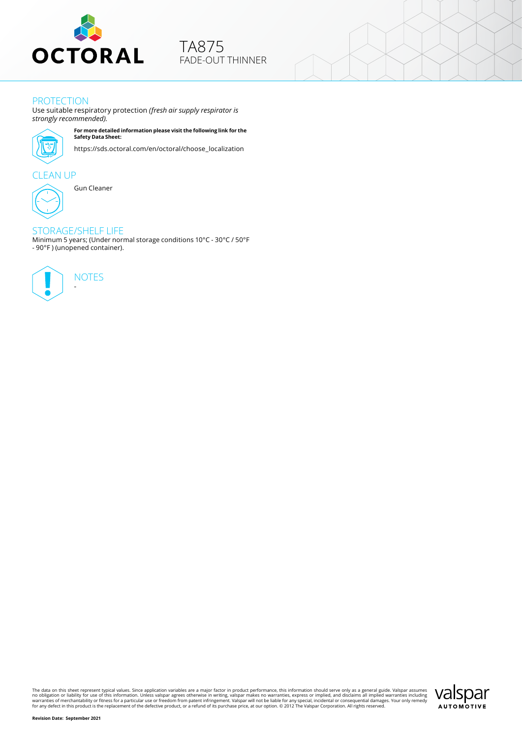# TA875
FADE-OUT THINNER

## PROTECTION

Use suitable respiratory protection *(fresh air supply respirator is strongly recommended).*

**For more detailed information please visit the following link for the Safety Data Sheet:**

https://sds.octoral.com/en/octoral/choose_localization

## CLEAN UP

Gun Cleaner

## STORAGE/SHELF LIFE

Minimum 5 years; (Under normal storage conditions 10°C - 30°C / 50°F - 90°F ) (unopened container).

## NOTES

-

The data on this sheet represent typical values. Since application variables are a major factor in product performance, this information should serve only as a general guide. Valspar assumes no obligation or liability for use of this information. Unless valspar agrees otherwise in writing, valspar makes no warranties, express or implied, and disclaims all implied warranties including warranties of merchantability or fitness for a particular use or freedom from patent infringement. Valspar will not be liable for any special, incidental or consequential damages. Your only remedy for any defect in this product is the replacement of the defective product, or a refund of its purchase price, at our option. © 2012 The Valspar Corporation. All rights reserved.

**Revision Date: September 2021**